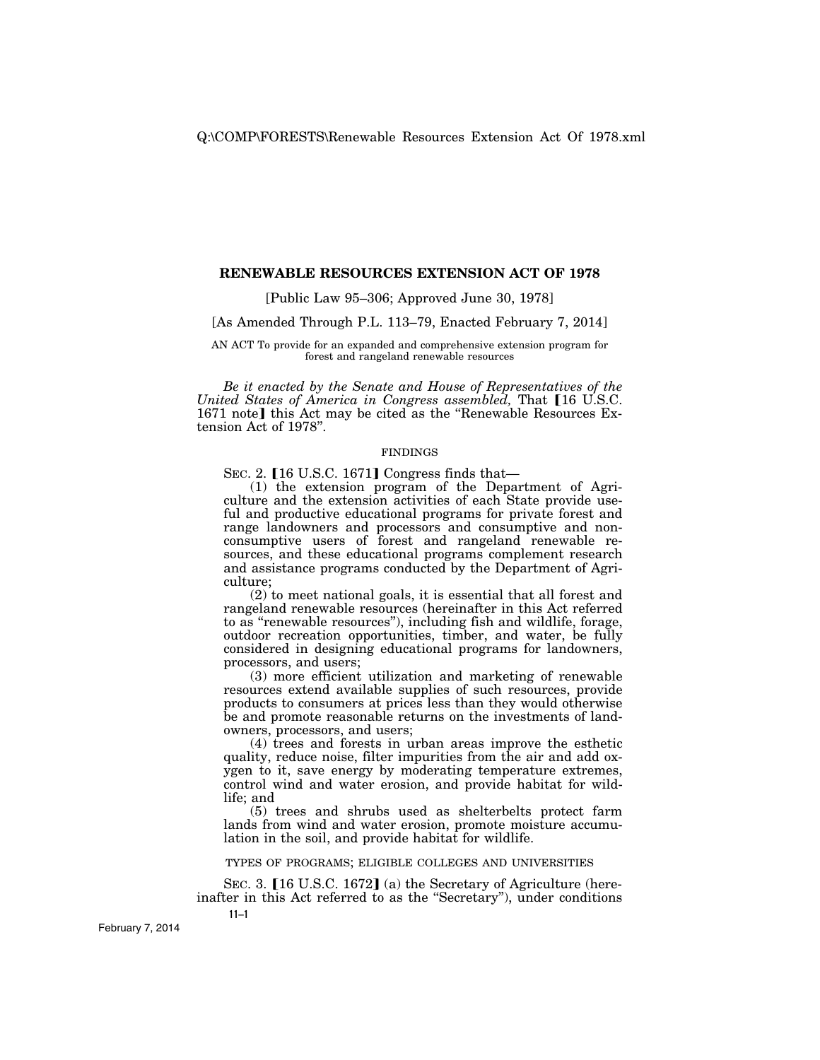# RENEWABLE RESOURCES EXTENSION ACT OF 1978

[Public Law 95–306; Approved June 30, 1978]

[As Amended Through P.L. 113–79, Enacted February 7, 2014]

AN ACT To provide for an expanded and comprehensive extension program for forest and rangeland renewable resources

*Be it enacted by the Senate and House of Representatives of the United States of America in Congress assembled,* That 【16 U.S.C. 1671 note】 this Act may be cited as the "Renewable Resources Extension Act of 1978".

## FINDINGS

SEC. 2. 【16 U.S.C. 1671】 Congress finds that—

(1) the extension program of the Department of Agriculture and the extension activities of each State provide useful and productive educational programs for private forest and range landowners and processors and consumptive and nonconsumptive users of forest and rangeland renewable resources, and these educational programs complement research and assistance programs conducted by the Department of Agriculture;

(2) to meet national goals, it is essential that all forest and rangeland renewable resources (hereinafter in this Act referred to as "renewable resources"), including fish and wildlife, forage, outdoor recreation opportunities, timber, and water, be fully considered in designing educational programs for landowners, processors, and users;

(3) more efficient utilization and marketing of renewable resources extend available supplies of such resources, provide products to consumers at prices less than they would otherwise be and promote reasonable returns on the investments of landowners, processors, and users;

(4) trees and forests in urban areas improve the esthetic quality, reduce noise, filter impurities from the air and add oxygen to it, save energy by moderating temperature extremes, control wind and water erosion, and provide habitat for wildlife; and

(5) trees and shrubs used as shelterbelts protect farm lands from wind and water erosion, promote moisture accumulation in the soil, and provide habitat for wildlife.

## TYPES OF PROGRAMS; ELIGIBLE COLLEGES AND UNIVERSITIES

SEC. 3. 【16 U.S.C. 1672】 (a) the Secretary of Agriculture (hereinafter in this Act referred to as the "Secretary"), under conditions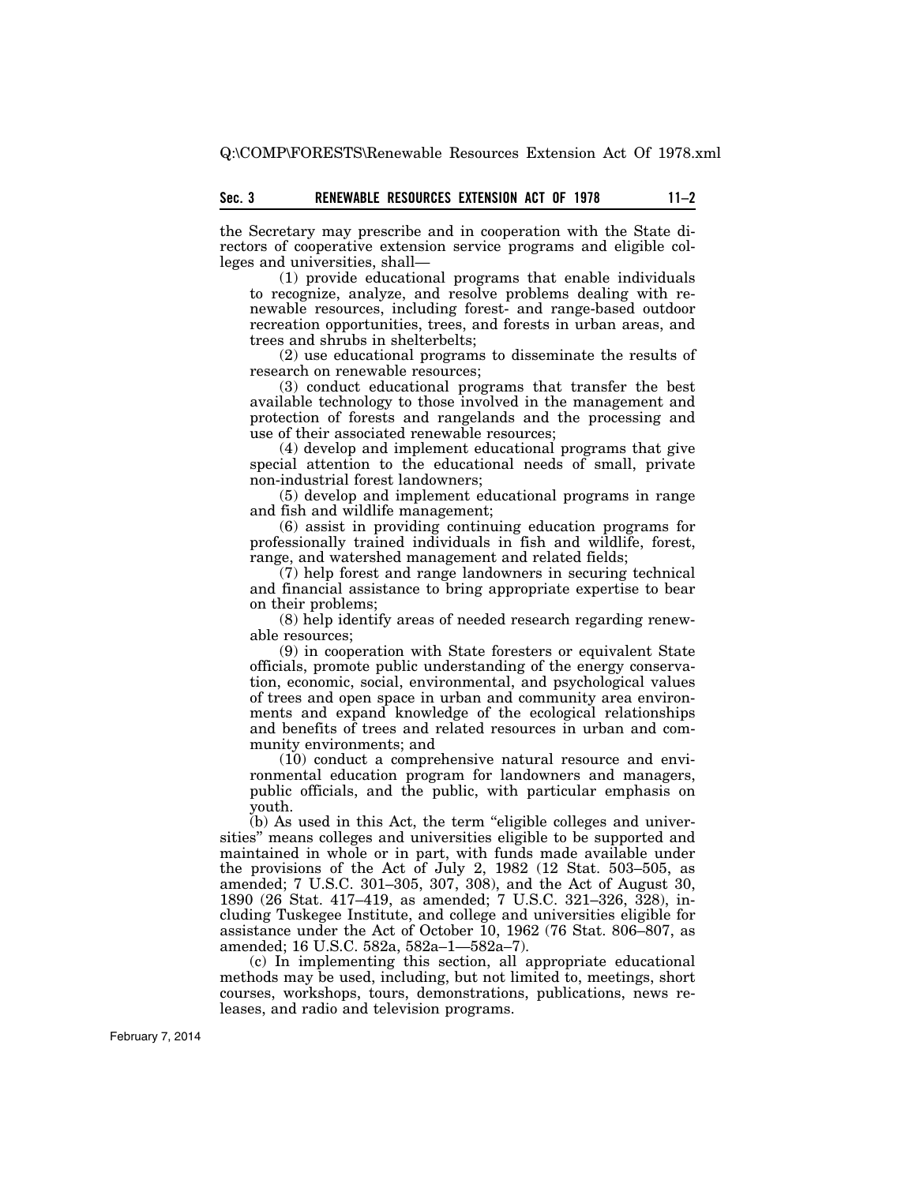the Secretary may prescribe and in cooperation with the State directors of cooperative extension service programs and eligible colleges and universities, shall—

(1) provide educational programs that enable individuals to recognize, analyze, and resolve problems dealing with renewable resources, including forest- and range-based outdoor recreation opportunities, trees, and forests in urban areas, and trees and shrubs in shelterbelts;

(2) use educational programs to disseminate the results of research on renewable resources;

(3) conduct educational programs that transfer the best available technology to those involved in the management and protection of forests and rangelands and the processing and use of their associated renewable resources;

(4) develop and implement educational programs that give special attention to the educational needs of small, private non-industrial forest landowners;

(5) develop and implement educational programs in range and fish and wildlife management;

(6) assist in providing continuing education programs for professionally trained individuals in fish and wildlife, forest, range, and watershed management and related fields;

(7) help forest and range landowners in securing technical and financial assistance to bring appropriate expertise to bear on their problems;

(8) help identify areas of needed research regarding renewable resources;

(9) in cooperation with State foresters or equivalent State officials, promote public understanding of the energy conservation, economic, social, environmental, and psychological values of trees and open space in urban and community area environments and expand knowledge of the ecological relationships and benefits of trees and related resources in urban and community environments; and

(10) conduct a comprehensive natural resource and environmental education program for landowners and managers, public officials, and the public, with particular emphasis on youth.

(b) As used in this Act, the term "eligible colleges and universities" means colleges and universities eligible to be supported and maintained in whole or in part, with funds made available under the provisions of the Act of July 2, 1982 (12 Stat. 503–505, as amended; 7 U.S.C. 301–305, 307, 308), and the Act of August 30, 1890 (26 Stat. 417–419, as amended; 7 U.S.C. 321–326, 328), including Tuskegee Institute, and college and universities eligible for assistance under the Act of October 10, 1962 (76 Stat. 806–807, as amended; 16 U.S.C. 582a, 582a–1—582a–7).

(c) In implementing this section, all appropriate educational methods may be used, including, but not limited to, meetings, short courses, workshops, tours, demonstrations, publications, news releases, and radio and television programs.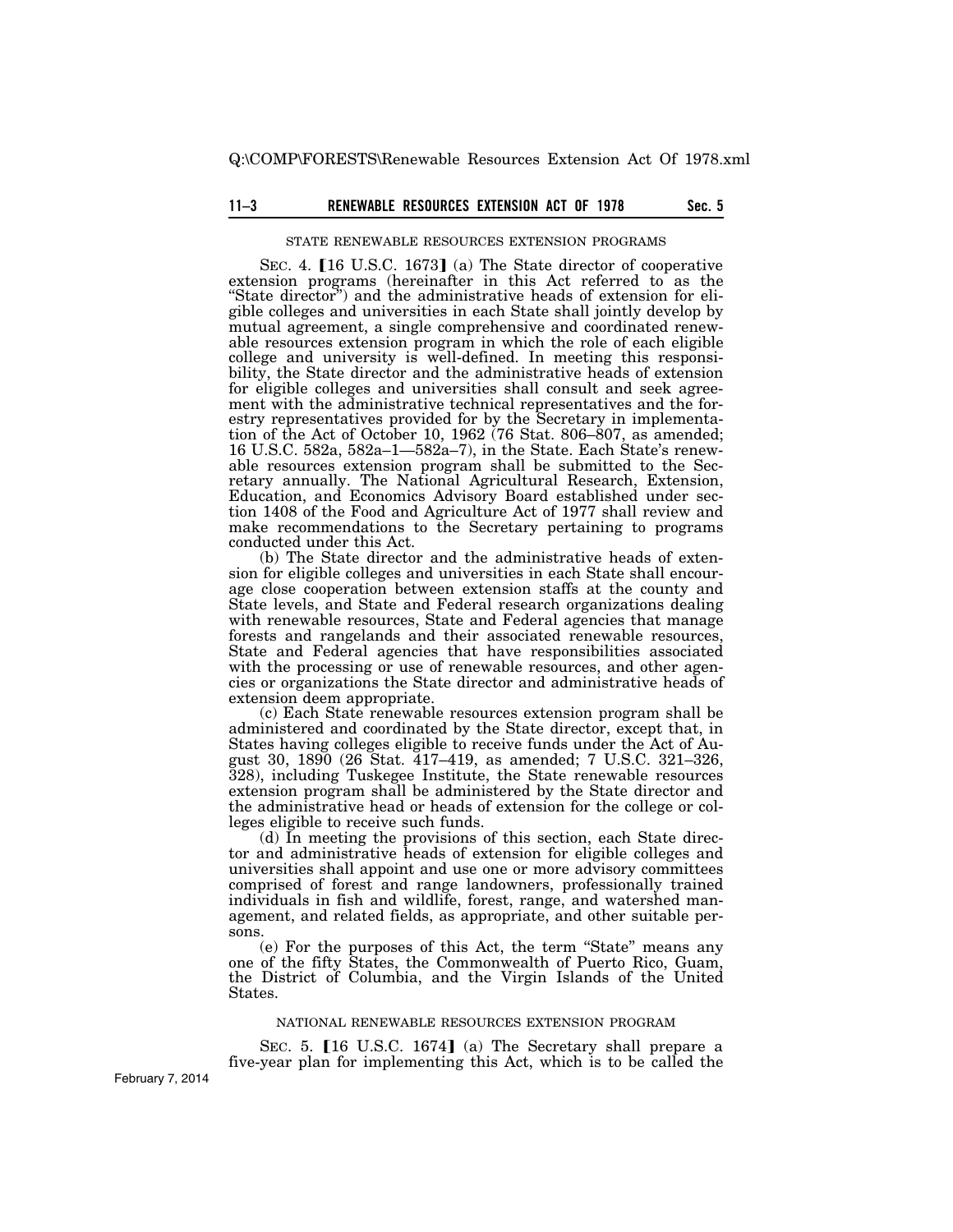STATE RENEWABLE RESOURCES EXTENSION PROGRAMS

SEC. 4. 【16 U.S.C. 1673】 (a) The State director of cooperative extension programs (hereinafter in this Act referred to as the "State director") and the administrative heads of extension for eligible colleges and universities in each State shall jointly develop by mutual agreement, a single comprehensive and coordinated renewable resources extension program in which the role of each eligible college and university is well-defined. In meeting this responsibility, the State director and the administrative heads of extension for eligible colleges and universities shall consult and seek agreement with the administrative technical representatives and the forestry representatives provided for by the Secretary in implementation of the Act of October 10, 1962 (76 Stat. 806–807, as amended; 16 U.S.C. 582a, 582a–1—582a–7), in the State. Each State's renewable resources extension program shall be submitted to the Secretary annually. The National Agricultural Research, Extension, Education, and Economics Advisory Board established under section 1408 of the Food and Agriculture Act of 1977 shall review and make recommendations to the Secretary pertaining to programs conducted under this Act.

(b) The State director and the administrative heads of extension for eligible colleges and universities in each State shall encourage close cooperation between extension staffs at the county and State levels, and State and Federal research organizations dealing with renewable resources, State and Federal agencies that manage forests and rangelands and their associated renewable resources, State and Federal agencies that have responsibilities associated with the processing or use of renewable resources, and other agencies or organizations the State director and administrative heads of extension deem appropriate.

(c) Each State renewable resources extension program shall be administered and coordinated by the State director, except that, in States having colleges eligible to receive funds under the Act of August 30, 1890 (26 Stat. 417–419, as amended; 7 U.S.C. 321–326, 328), including Tuskegee Institute, the State renewable resources extension program shall be administered by the State director and the administrative head or heads of extension for the college or colleges eligible to receive such funds.

(d) In meeting the provisions of this section, each State director and administrative heads of extension for eligible colleges and universities shall appoint and use one or more advisory committees comprised of forest and range landowners, professionally trained individuals in fish and wildlife, forest, range, and watershed management, and related fields, as appropriate, and other suitable persons.

(e) For the purposes of this Act, the term "State" means any one of the fifty States, the Commonwealth of Puerto Rico, Guam, the District of Columbia, and the Virgin Islands of the United States.

NATIONAL RENEWABLE RESOURCES EXTENSION PROGRAM

SEC. 5. 【16 U.S.C. 1674】 (a) The Secretary shall prepare a five-year plan for implementing this Act, which is to be called the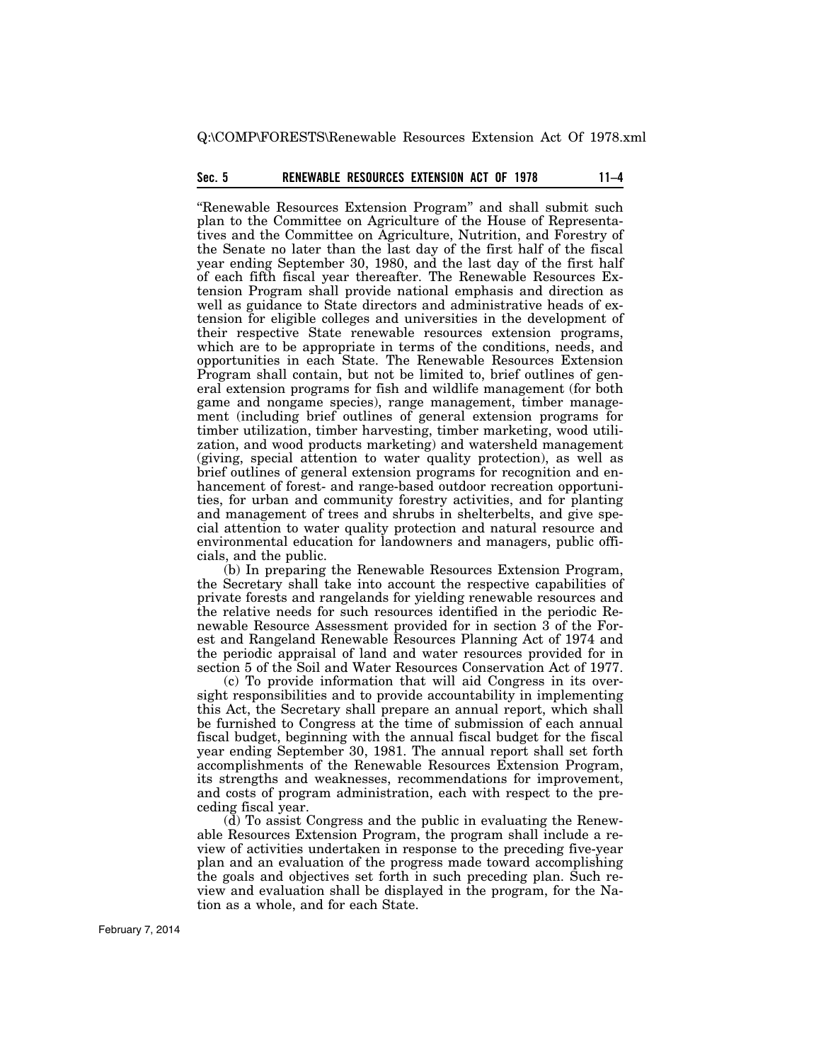"Renewable Resources Extension Program" and shall submit such plan to the Committee on Agriculture of the House of Representatives and the Committee on Agriculture, Nutrition, and Forestry of the Senate no later than the last day of the first half of the fiscal year ending September 30, 1980, and the last day of the first half of each fifth fiscal year thereafter. The Renewable Resources Extension Program shall provide national emphasis and direction as well as guidance to State directors and administrative heads of extension for eligible colleges and universities in the development of their respective State renewable resources extension programs, which are to be appropriate in terms of the conditions, needs, and opportunities in each State. The Renewable Resources Extension Program shall contain, but not be limited to, brief outlines of general extension programs for fish and wildlife management (for both game and nongame species), range management, timber management (including brief outlines of general extension programs for timber utilization, timber harvesting, timber marketing, wood utilization, and wood products marketing) and watersheld management (giving, special attention to water quality protection), as well as brief outlines of general extension programs for recognition and enhancement of forest- and range-based outdoor recreation opportunities, for urban and community forestry activities, and for planting and management of trees and shrubs in shelterbelts, and give special attention to water quality protection and natural resource and environmental education for landowners and managers, public officials, and the public.

(b) In preparing the Renewable Resources Extension Program, the Secretary shall take into account the respective capabilities of private forests and rangelands for yielding renewable resources and the relative needs for such resources identified in the periodic Renewable Resource Assessment provided for in section 3 of the Forest and Rangeland Renewable Resources Planning Act of 1974 and the periodic appraisal of land and water resources provided for in section 5 of the Soil and Water Resources Conservation Act of 1977.

(c) To provide information that will aid Congress in its oversight responsibilities and to provide accountability in implementing this Act, the Secretary shall prepare an annual report, which shall be furnished to Congress at the time of submission of each annual fiscal budget, beginning with the annual fiscal budget for the fiscal year ending September 30, 1981. The annual report shall set forth accomplishments of the Renewable Resources Extension Program, its strengths and weaknesses, recommendations for improvement, and costs of program administration, each with respect to the preceding fiscal year.

(d) To assist Congress and the public in evaluating the Renewable Resources Extension Program, the program shall include a review of activities undertaken in response to the preceding five-year plan and an evaluation of the progress made toward accomplishing the goals and objectives set forth in such preceding plan. Such review and evaluation shall be displayed in the program, for the Nation as a whole, and for each State.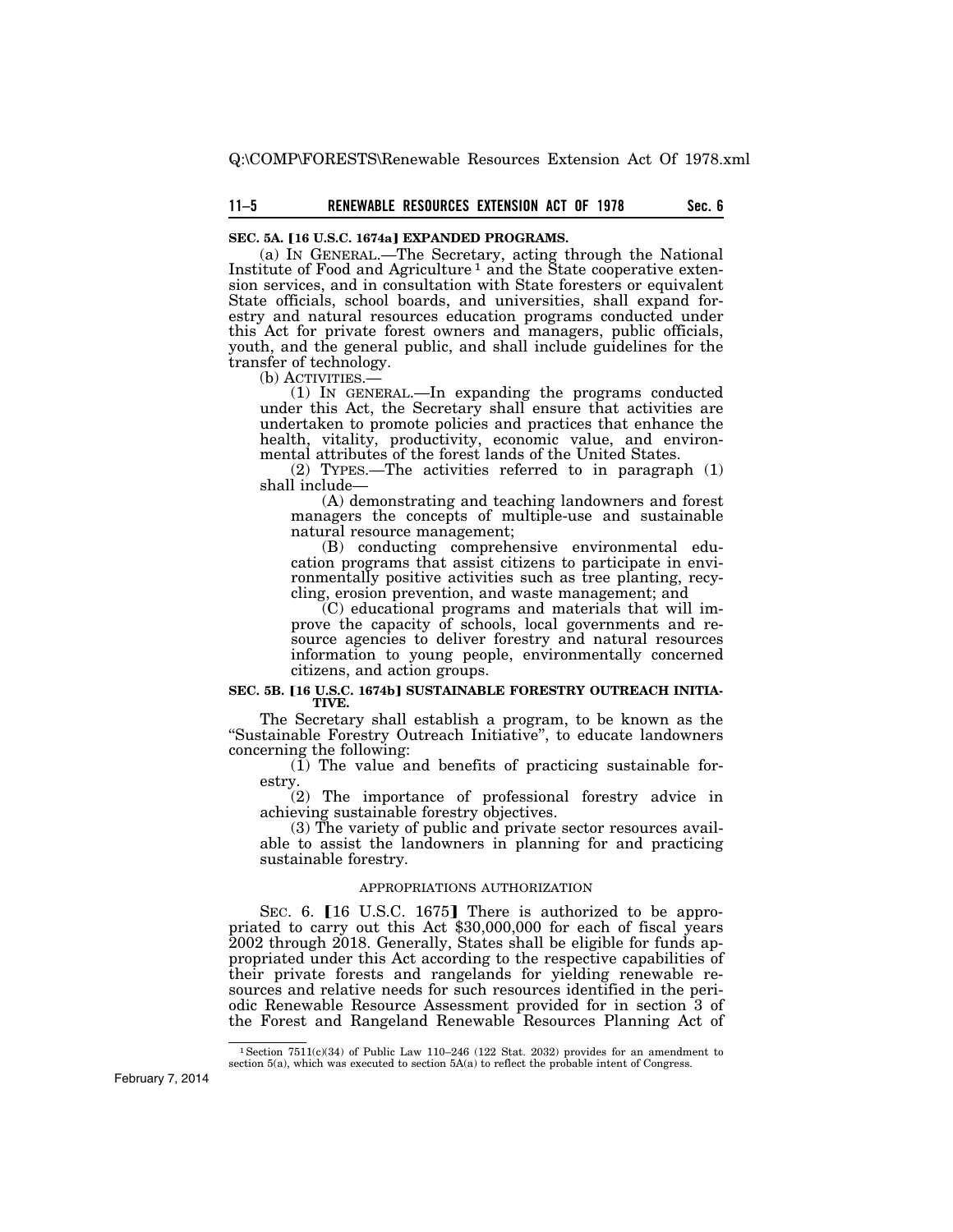**SEC. 5A. [16 U.S.C. 1674a] EXPANDED PROGRAMS.**

(a) IN GENERAL.—The Secretary, acting through the National Institute of Food and Agriculture [1] and the State cooperative extension services, and in consultation with State foresters or equivalent State officials, school boards, and universities, shall expand forestry and natural resources education programs conducted under this Act for private forest owners and managers, public officials, youth, and the general public, and shall include guidelines for the transfer of technology.

(b) ACTIVITIES.—

(1) IN GENERAL.—In expanding the programs conducted under this Act, the Secretary shall ensure that activities are undertaken to promote policies and practices that enhance the health, vitality, productivity, economic value, and environmental attributes of the forest lands of the United States.

(2) TYPES.—The activities referred to in paragraph (1) shall include—

(A) demonstrating and teaching landowners and forest managers the concepts of multiple-use and sustainable natural resource management;

(B) conducting comprehensive environmental education programs that assist citizens to participate in environmentally positive activities such as tree planting, recycling, erosion prevention, and waste management; and

(C) educational programs and materials that will improve the capacity of schools, local governments and resource agencies to deliver forestry and natural resources information to young people, environmentally concerned citizens, and action groups.

**SEC. 5B. [16 U.S.C. 1674b] SUSTAINABLE FORESTRY OUTREACH INITIATIVE.**

The Secretary shall establish a program, to be known as the "Sustainable Forestry Outreach Initiative", to educate landowners concerning the following:

(1) The value and benefits of practicing sustainable forestry.

(2) The importance of professional forestry advice in achieving sustainable forestry objectives.

(3) The variety of public and private sector resources available to assist the landowners in planning for and practicing sustainable forestry.

APPROPRIATIONS AUTHORIZATION

SEC. 6. [16 U.S.C. 1675] There is authorized to be appropriated to carry out this Act $30,000,000 for each of fiscal years 2002 through 2018. Generally, States shall be eligible for funds appropriated under this Act according to the respective capabilities of their private forests and rangelands for yielding renewable resources and relative needs for such resources identified in the periodic Renewable Resource Assessment provided for in section 3 of the Forest and Rangeland Renewable Resources Planning Act of

---

[1] Section 7511(c)(34) of Public Law 110–246 (122 Stat. 2032) provides for an amendment to section 5(a), which was executed to section 5A(a) to reflect the probable intent of Congress.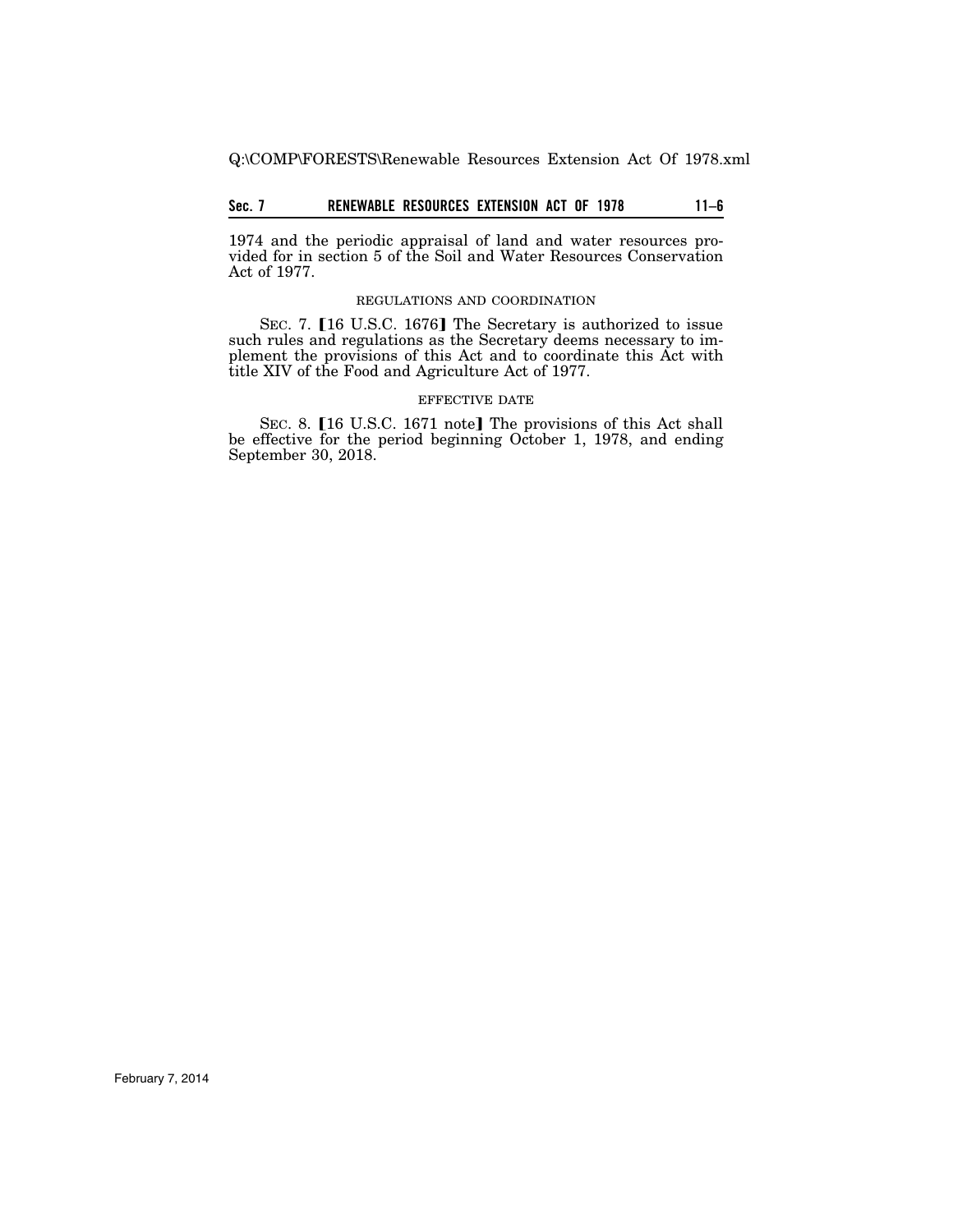1974 and the periodic appraisal of land and water resources provided for in section 5 of the Soil and Water Resources Conservation Act of 1977.

REGULATIONS AND COORDINATION

SEC. 7. [16 U.S.C. 1676] The Secretary is authorized to issue such rules and regulations as the Secretary deems necessary to implement the provisions of this Act and to coordinate this Act with title XIV of the Food and Agriculture Act of 1977.

EFFECTIVE DATE

SEC. 8. [16 U.S.C. 1671 note] The provisions of this Act shall be effective for the period beginning October 1, 1978, and ending September 30, 2018.